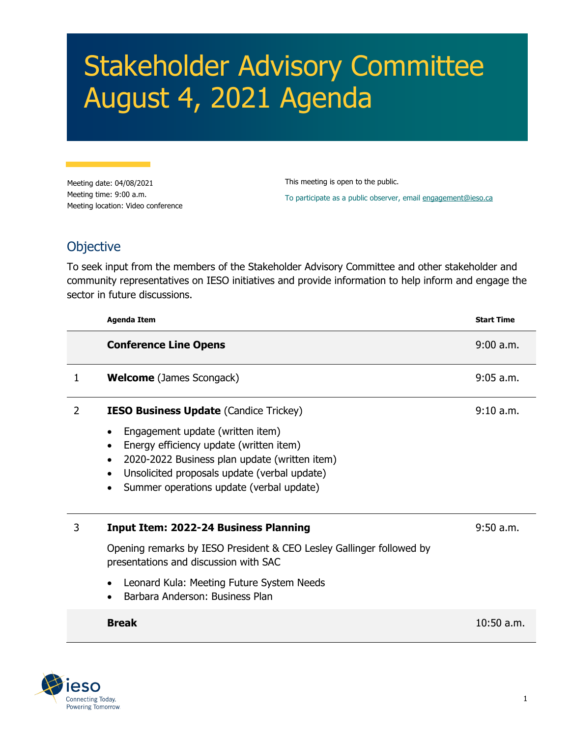# Stakeholder Advisory Committee August 4, 2021 Agenda

Meeting date: 04/08/2021
Meeting time: 9:00 a.m.
Meeting location: Video conference

This meeting is open to the public.

To participate as a public observer, email engagement@ieso.ca

## Objective

To seek input from the members of the Stakeholder Advisory Committee and other stakeholder and community representatives on IESO initiatives and provide information to help inform and engage the sector in future discussions.

| | Agenda Item | Start Time |
|---|---|---|
| | **Conference Line Opens** | 9:00 a.m. |
| 1 | **Welcome** (James Scongack) | 9:05 a.m. |
| 2 | **IESO Business Update** (Candice Trickey)<br>• Engagement update (written item)<br>• Energy efficiency update (written item)<br>• 2020-2022 Business plan update (written item)<br>• Unsolicited proposals update (verbal update)<br>• Summer operations update (verbal update) | 9:10 a.m. |
| 3 | **Input Item: 2022-24 Business Planning**<br>Opening remarks by IESO President & CEO Lesley Gallinger followed by presentations and discussion with SAC<br>• Leonard Kula: Meeting Future System Needs<br>• Barbara Anderson: Business Plan | 9:50 a.m. |
| | **Break** | 10:50 a.m. |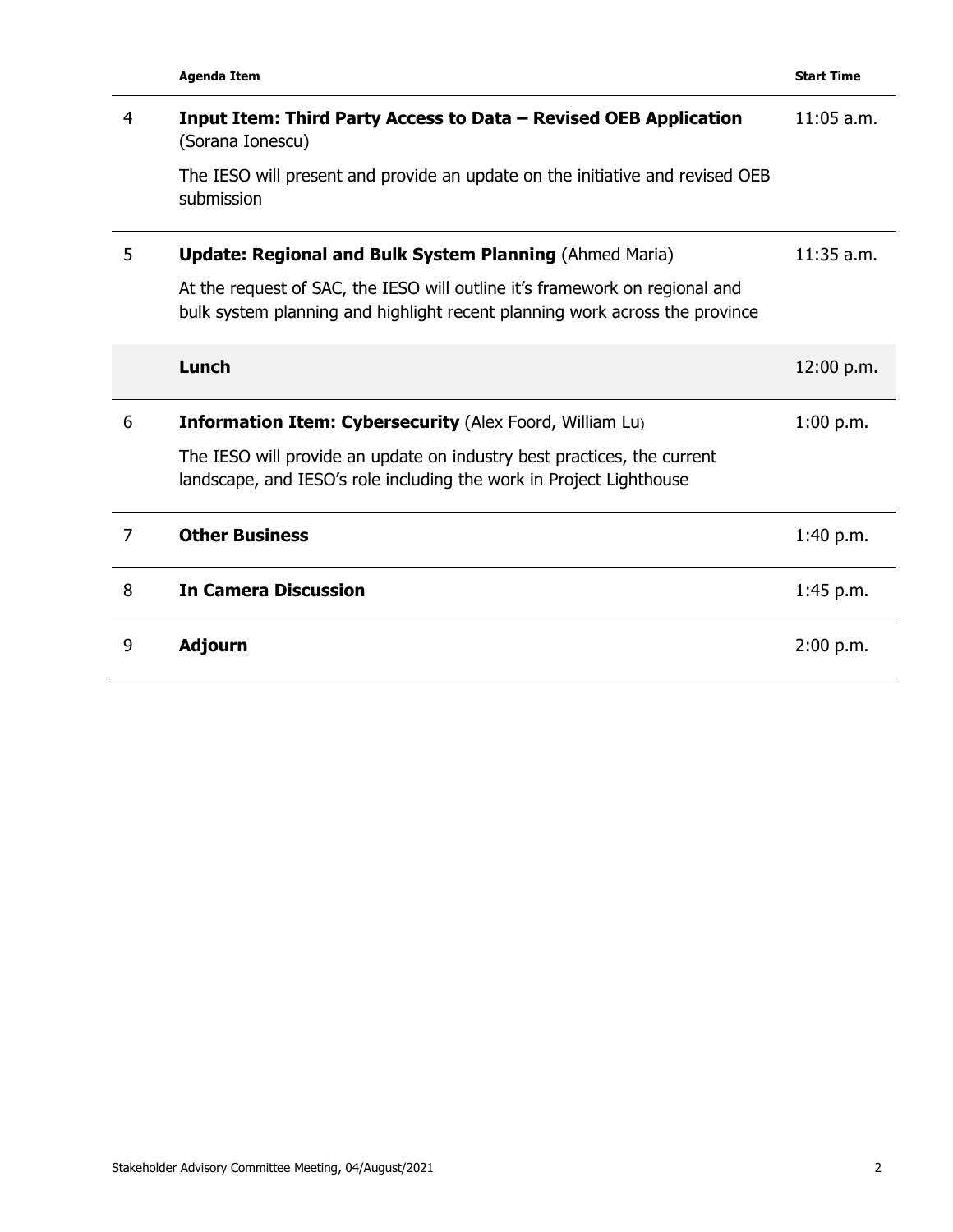| | Agenda Item | Start Time |
|---|---|---|
| 4 | **Input Item: Third Party Access to Data – Revised OEB Application** (Sorana Ionescu)<br><br>The IESO will present and provide an update on the initiative and revised OEB submission | 11:05 a.m. |
| 5 | **Update: Regional and Bulk System Planning** (Ahmed Maria)<br><br>At the request of SAC, the IESO will outline it's framework on regional and bulk system planning and highlight recent planning work across the province | 11:35 a.m. |
| | **Lunch** | 12:00 p.m. |
| 6 | **Information Item: Cybersecurity** (Alex Foord, William Lu)<br><br>The IESO will provide an update on industry best practices, the current landscape, and IESO's role including the work in Project Lighthouse | 1:00 p.m. |
| 7 | **Other Business** | 1:40 p.m. |
| 8 | **In Camera Discussion** | 1:45 p.m. |
| 9 | **Adjourn** | 2:00 p.m. |